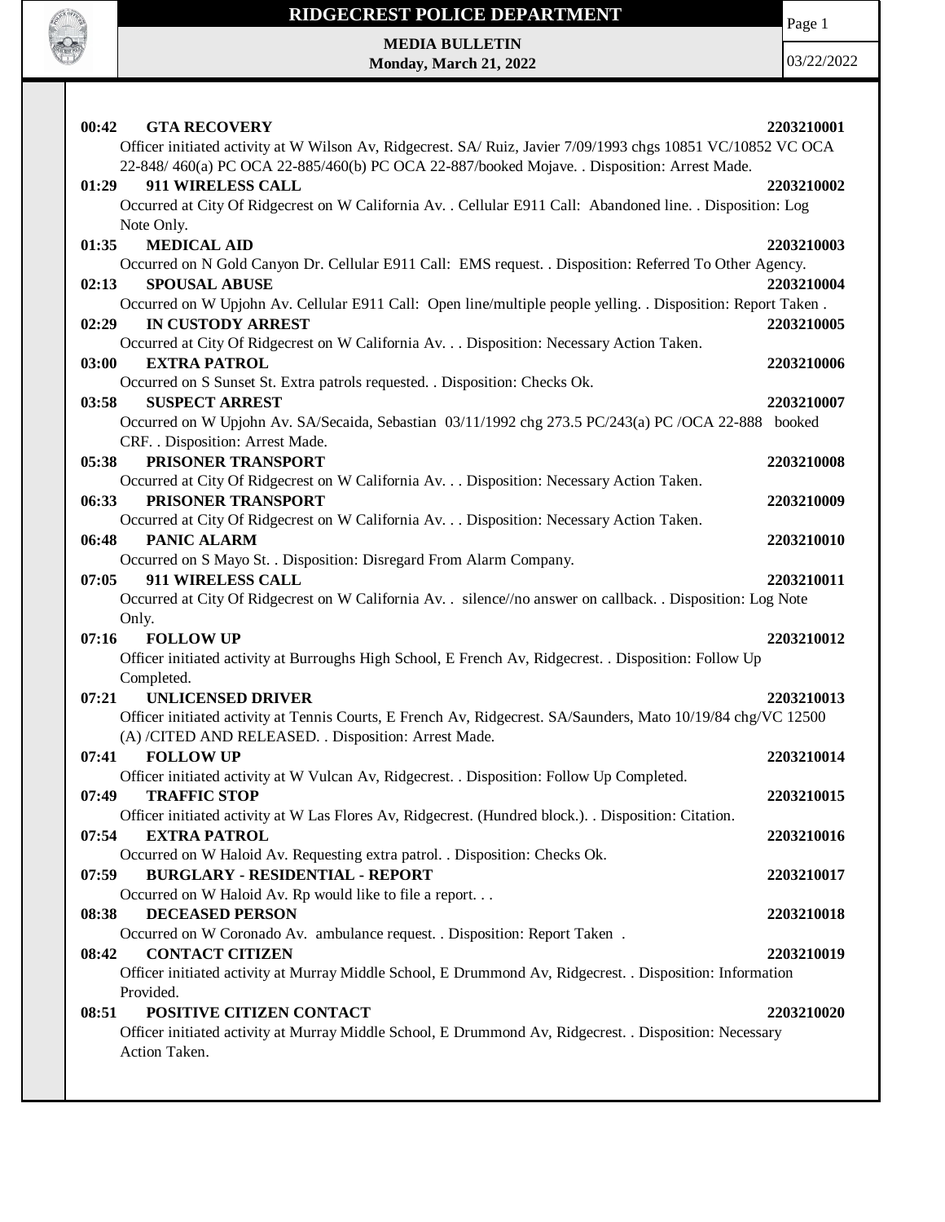# RIDGECREST POLICE DEPARTMENT

**MEDIA BULLETIN**
**Monday, March 21, 2022**

03/22/2022

**00:42 GTA RECOVERY** **2203210001**
Officer initiated activity at W Wilson Av, Ridgecrest. SA/ Ruiz, Javier 7/09/1993 chgs 10851 VC/10852 VC OCA 22-848/ 460(a) PC OCA 22-885/460(b) PC OCA 22-887/booked Mojave. . Disposition: Arrest Made.

**01:29 911 WIRELESS CALL** **2203210002**
Occurred at City Of Ridgecrest on W California Av. . Cellular E911 Call: Abandoned line. . Disposition: Log Note Only.

**01:35 MEDICAL AID** **2203210003**
Occurred on N Gold Canyon Dr. Cellular E911 Call: EMS request. . Disposition: Referred To Other Agency.

**02:13 SPOUSAL ABUSE** **2203210004**
Occurred on W Upjohn Av. Cellular E911 Call: Open line/multiple people yelling. . Disposition: Report Taken .

**02:29 IN CUSTODY ARREST** **2203210005**
Occurred at City Of Ridgecrest on W California Av. . . Disposition: Necessary Action Taken.

**03:00 EXTRA PATROL** **2203210006**
Occurred on S Sunset St. Extra patrols requested. . Disposition: Checks Ok.

**03:58 SUSPECT ARREST** **2203210007**
Occurred on W Upjohn Av. SA/Secaida, Sebastian 03/11/1992 chg 273.5 PC/243(a) PC /OCA 22-888 booked CRF. . Disposition: Arrest Made.

**05:38 PRISONER TRANSPORT** **2203210008**
Occurred at City Of Ridgecrest on W California Av. . . Disposition: Necessary Action Taken.

**06:33 PRISONER TRANSPORT** **2203210009**
Occurred at City Of Ridgecrest on W California Av. . . Disposition: Necessary Action Taken.

**06:48 PANIC ALARM** **2203210010**
Occurred on S Mayo St. . Disposition: Disregard From Alarm Company.

**07:05 911 WIRELESS CALL** **2203210011**
Occurred at City Of Ridgecrest on W California Av. . silence//no answer on callback. . Disposition: Log Note Only.

**07:16 FOLLOW UP** **2203210012**
Officer initiated activity at Burroughs High School, E French Av, Ridgecrest. . Disposition: Follow Up Completed.

**07:21 UNLICENSED DRIVER** **2203210013**
Officer initiated activity at Tennis Courts, E French Av, Ridgecrest. SA/Saunders, Mato 10/19/84 chg/VC 12500 (A) /CITED AND RELEASED. . Disposition: Arrest Made.

**07:41 FOLLOW UP** **2203210014**
Officer initiated activity at W Vulcan Av, Ridgecrest. . Disposition: Follow Up Completed.

**07:49 TRAFFIC STOP** **2203210015**
Officer initiated activity at W Las Flores Av, Ridgecrest. (Hundred block.). . Disposition: Citation.

**07:54 EXTRA PATROL** **2203210016**
Occurred on W Haloid Av. Requesting extra patrol. . Disposition: Checks Ok.

**07:59 BURGLARY - RESIDENTIAL - REPORT** **2203210017**
Occurred on W Haloid Av. Rp would like to file a report. . .

**08:38 DECEASED PERSON** **2203210018**
Occurred on W Coronado Av. ambulance request. . Disposition: Report Taken .

**08:42 CONTACT CITIZEN** **2203210019**
Officer initiated activity at Murray Middle School, E Drummond Av, Ridgecrest. . Disposition: Information Provided.

**08:51 POSITIVE CITIZEN CONTACT** **2203210020**
Officer initiated activity at Murray Middle School, E Drummond Av, Ridgecrest. . Disposition: Necessary Action Taken.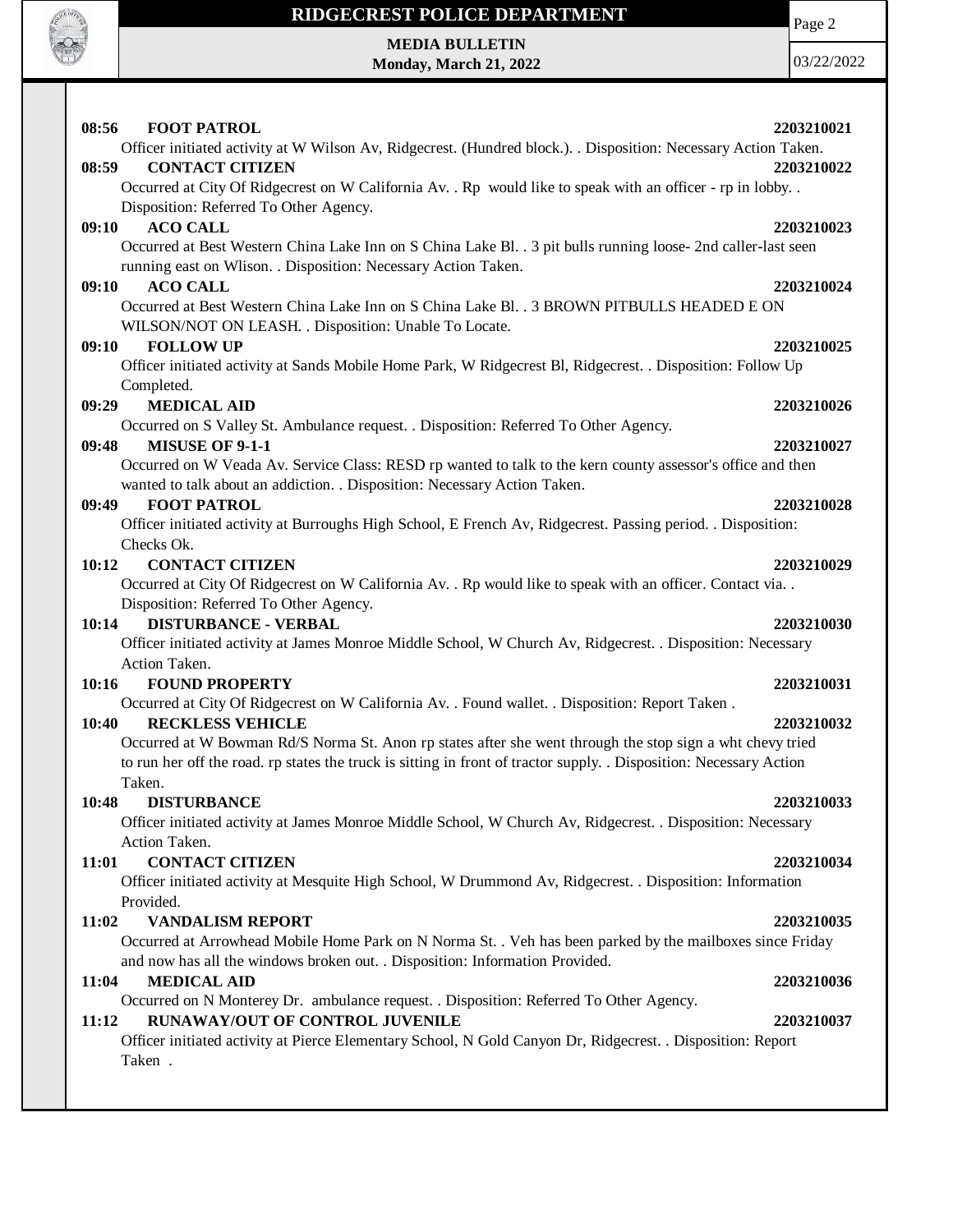**08:56 FOOT PATROL 2203210021**
Officer initiated activity at W Wilson Av, Ridgecrest. (Hundred block.). . Disposition: Necessary Action Taken.

**08:59 CONTACT CITIZEN 2203210022**
Occurred at City Of Ridgecrest on W California Av. . Rp would like to speak with an officer - rp in lobby. . Disposition: Referred To Other Agency.

**09:10 ACO CALL 2203210023**
Occurred at Best Western China Lake Inn on S China Lake Bl. . 3 pit bulls running loose- 2nd caller-last seen running east on Wlison. . Disposition: Necessary Action Taken.

**09:10 ACO CALL 2203210024**
Occurred at Best Western China Lake Inn on S China Lake Bl. . 3 BROWN PITBULLS HEADED E ON WILSON/NOT ON LEASH. . Disposition: Unable To Locate.

**09:10 FOLLOW UP 2203210025**
Officer initiated activity at Sands Mobile Home Park, W Ridgecrest Bl, Ridgecrest. . Disposition: Follow Up Completed.

**09:29 MEDICAL AID 2203210026**
Occurred on S Valley St. Ambulance request. . Disposition: Referred To Other Agency.

**09:48 MISUSE OF 9-1-1 2203210027**
Occurred on W Veada Av. Service Class: RESD rp wanted to talk to the kern county assessor's office and then wanted to talk about an addiction. . Disposition: Necessary Action Taken.

**09:49 FOOT PATROL 2203210028**
Officer initiated activity at Burroughs High School, E French Av, Ridgecrest. Passing period. . Disposition: Checks Ok.

**10:12 CONTACT CITIZEN 2203210029**
Occurred at City Of Ridgecrest on W California Av. . Rp would like to speak with an officer. Contact via. . Disposition: Referred To Other Agency.

**10:14 DISTURBANCE - VERBAL 2203210030**
Officer initiated activity at James Monroe Middle School, W Church Av, Ridgecrest. . Disposition: Necessary Action Taken.

**10:16 FOUND PROPERTY 2203210031**
Occurred at City Of Ridgecrest on W California Av. . Found wallet. . Disposition: Report Taken .

**10:40 RECKLESS VEHICLE 2203210032**
Occurred at W Bowman Rd/S Norma St. Anon rp states after she went through the stop sign a wht chevy tried to run her off the road. rp states the truck is sitting in front of tractor supply. . Disposition: Necessary Action Taken.

**10:48 DISTURBANCE 2203210033**
Officer initiated activity at James Monroe Middle School, W Church Av, Ridgecrest. . Disposition: Necessary Action Taken.

**11:01 CONTACT CITIZEN 2203210034**
Officer initiated activity at Mesquite High School, W Drummond Av, Ridgecrest. . Disposition: Information Provided.

**11:02 VANDALISM REPORT 2203210035**
Occurred at Arrowhead Mobile Home Park on N Norma St. . Veh has been parked by the mailboxes since Friday and now has all the windows broken out. . Disposition: Information Provided.

**11:04 MEDICAL AID 2203210036**
Occurred on N Monterey Dr. ambulance request. . Disposition: Referred To Other Agency.

**11:12 RUNAWAY/OUT OF CONTROL JUVENILE 2203210037**
Officer initiated activity at Pierce Elementary School, N Gold Canyon Dr, Ridgecrest. . Disposition: Report Taken .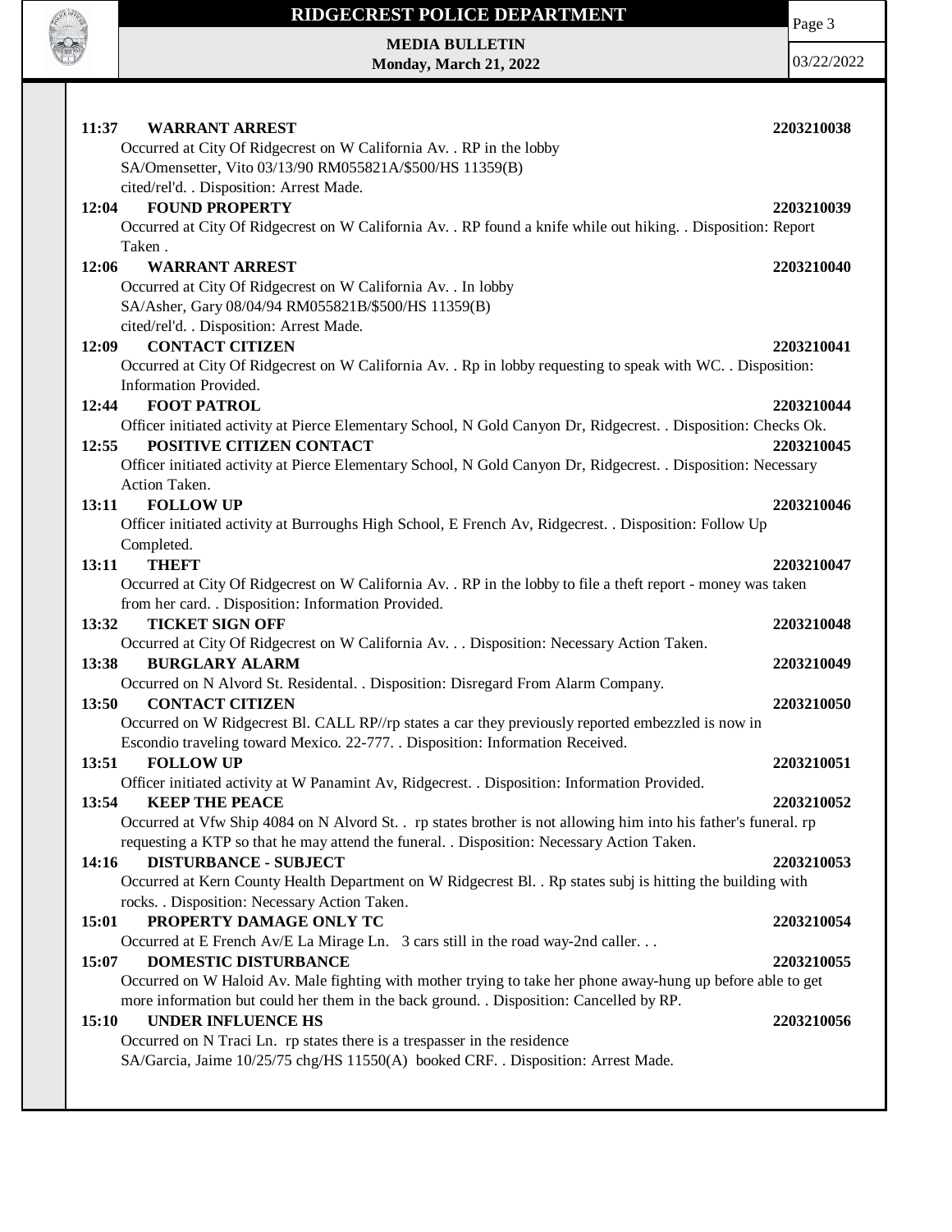**11:37 WARRANT ARREST** **2203210038**

Occurred at City Of Ridgecrest on W California Av. . RP in the lobby
SA/Omensetter, Vito 03/13/90 RM055821A/$500/HS 11359(B)
cited/rel'd. . Disposition: Arrest Made.

**12:04 FOUND PROPERTY** **2203210039**

Occurred at City Of Ridgecrest on W California Av. . RP found a knife while out hiking. . Disposition: Report Taken .

**12:06 WARRANT ARREST** **2203210040**

Occurred at City Of Ridgecrest on W California Av. . In lobby
SA/Asher, Gary 08/04/94 RM055821B/$500/HS 11359(B)
cited/rel'd. . Disposition: Arrest Made.

**12:09 CONTACT CITIZEN** **2203210041**

Occurred at City Of Ridgecrest on W California Av. . Rp in lobby requesting to speak with WC. . Disposition: Information Provided.

**12:44 FOOT PATROL** **2203210044**

Officer initiated activity at Pierce Elementary School, N Gold Canyon Dr, Ridgecrest. . Disposition: Checks Ok.

**12:55 POSITIVE CITIZEN CONTACT** **2203210045**

Officer initiated activity at Pierce Elementary School, N Gold Canyon Dr, Ridgecrest. . Disposition: Necessary Action Taken.

**13:11 FOLLOW UP** **2203210046**

Officer initiated activity at Burroughs High School, E French Av, Ridgecrest. . Disposition: Follow Up Completed.

**13:11 THEFT** **2203210047**

Occurred at City Of Ridgecrest on W California Av. . RP in the lobby to file a theft report - money was taken from her card. . Disposition: Information Provided.

**13:32 TICKET SIGN OFF** **2203210048**

Occurred at City Of Ridgecrest on W California Av. . . Disposition: Necessary Action Taken.

**13:38 BURGLARY ALARM** **2203210049**

Occurred on N Alvord St. Residental. . Disposition: Disregard From Alarm Company.

**13:50 CONTACT CITIZEN** **2203210050**

Occurred on W Ridgecrest Bl. CALL RP//rp states a car they previously reported embezzled is now in Escondio traveling toward Mexico. 22-777. . Disposition: Information Received.

**13:51 FOLLOW UP** **2203210051**

Officer initiated activity at W Panamint Av, Ridgecrest. . Disposition: Information Provided.

**13:54 KEEP THE PEACE** **2203210052**

Occurred at Vfw Ship 4084 on N Alvord St. . rp states brother is not allowing him into his father's funeral. rp requesting a KTP so that he may attend the funeral. . Disposition: Necessary Action Taken.

**14:16 DISTURBANCE - SUBJECT** **2203210053**

Occurred at Kern County Health Department on W Ridgecrest Bl. . Rp states subj is hitting the building with rocks. . Disposition: Necessary Action Taken.

**15:01 PROPERTY DAMAGE ONLY TC** **2203210054**

Occurred at E French Av/E La Mirage Ln. 3 cars still in the road way-2nd caller. . .

**15:07 DOMESTIC DISTURBANCE** **2203210055**

Occurred on W Haloid Av. Male fighting with mother trying to take her phone away-hung up before able to get more information but could her them in the back ground. . Disposition: Cancelled by RP.

**15:10 UNDER INFLUENCE HS** **2203210056**

Occurred on N Traci Ln. rp states there is a trespasser in the residence
SA/Garcia, Jaime 10/25/75 chg/HS 11550(A) booked CRF. . Disposition: Arrest Made.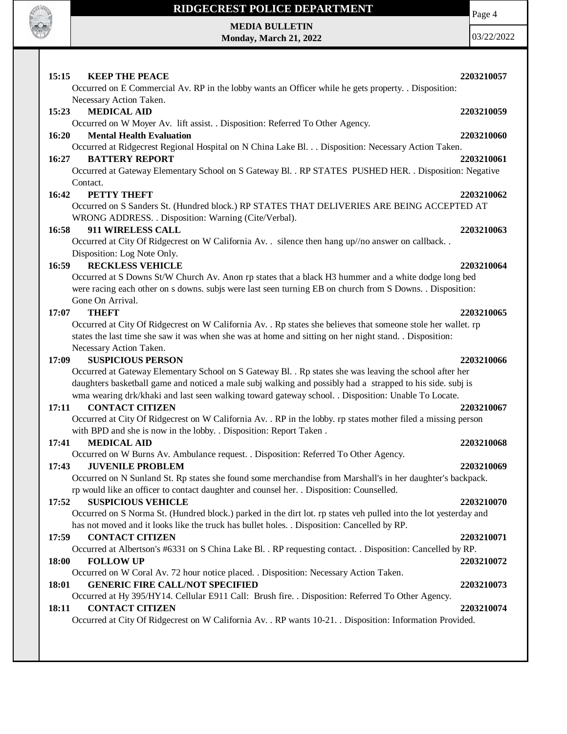**15:15 KEEP THE PEACE** **2203210057**

Occurred on E Commercial Av. RP in the lobby wants an Officer while he gets property. . Disposition: Necessary Action Taken.

**15:23 MEDICAL AID** **2203210059**

Occurred on W Moyer Av. lift assist. . Disposition: Referred To Other Agency.

**16:20 Mental Health Evaluation** **2203210060**

Occurred at Ridgecrest Regional Hospital on N China Lake Bl. . . Disposition: Necessary Action Taken.

**16:27 BATTERY REPORT** **2203210061**

Occurred at Gateway Elementary School on S Gateway Bl. . RP STATES PUSHED HER. . Disposition: Negative Contact.

**16:42 PETTY THEFT** **2203210062**

Occurred on S Sanders St. (Hundred block.) RP STATES THAT DELIVERIES ARE BEING ACCEPTED AT WRONG ADDRESS. . Disposition: Warning (Cite/Verbal).

**16:58 911 WIRELESS CALL** **2203210063**

Occurred at City Of Ridgecrest on W California Av. . silence then hang up//no answer on callback. . Disposition: Log Note Only.

**16:59 RECKLESS VEHICLE** **2203210064**

Occurred at S Downs St/W Church Av. Anon rp states that a black H3 hummer and a white dodge long bed were racing each other on s downs. subjs were last seen turning EB on church from S Downs. . Disposition: Gone On Arrival.

**17:07 THEFT** **2203210065**

Occurred at City Of Ridgecrest on W California Av. . Rp states she believes that someone stole her wallet. rp states the last time she saw it was when she was at home and sitting on her night stand. . Disposition: Necessary Action Taken.

**17:09 SUSPICIOUS PERSON** **2203210066**

Occurred at Gateway Elementary School on S Gateway Bl. . Rp states she was leaving the school after her daughters basketball game and noticed a male subj walking and possibly had a strapped to his side. subj is wma wearing drk/khaki and last seen walking toward gateway school. . Disposition: Unable To Locate.

**17:11 CONTACT CITIZEN** **2203210067**

Occurred at City Of Ridgecrest on W California Av. . RP in the lobby. rp states mother filed a missing person with BPD and she is now in the lobby. . Disposition: Report Taken .

**17:41 MEDICAL AID** **2203210068**

Occurred on W Burns Av. Ambulance request. . Disposition: Referred To Other Agency.

**17:43 JUVENILE PROBLEM** **2203210069**

Occurred on N Sunland St. Rp states she found some merchandise from Marshall's in her daughter's backpack. rp would like an officer to contact daughter and counsel her. . Disposition: Counselled.

**17:52 SUSPICIOUS VEHICLE** **2203210070**

Occurred on S Norma St. (Hundred block.) parked in the dirt lot. rp states veh pulled into the lot yesterday and has not moved and it looks like the truck has bullet holes. . Disposition: Cancelled by RP.

**17:59 CONTACT CITIZEN** **2203210071**

Occurred at Albertson's #6331 on S China Lake Bl. . RP requesting contact. . Disposition: Cancelled by RP.

**18:00 FOLLOW UP** **2203210072**

Occurred on W Coral Av. 72 hour notice placed. . Disposition: Necessary Action Taken.

**18:01 GENERIC FIRE CALL/NOT SPECIFIED** **2203210073**

Occurred at Hy 395/HY14. Cellular E911 Call: Brush fire. . Disposition: Referred To Other Agency.

**18:11 CONTACT CITIZEN** **2203210074**

Occurred at City Of Ridgecrest on W California Av. . RP wants 10-21. . Disposition: Information Provided.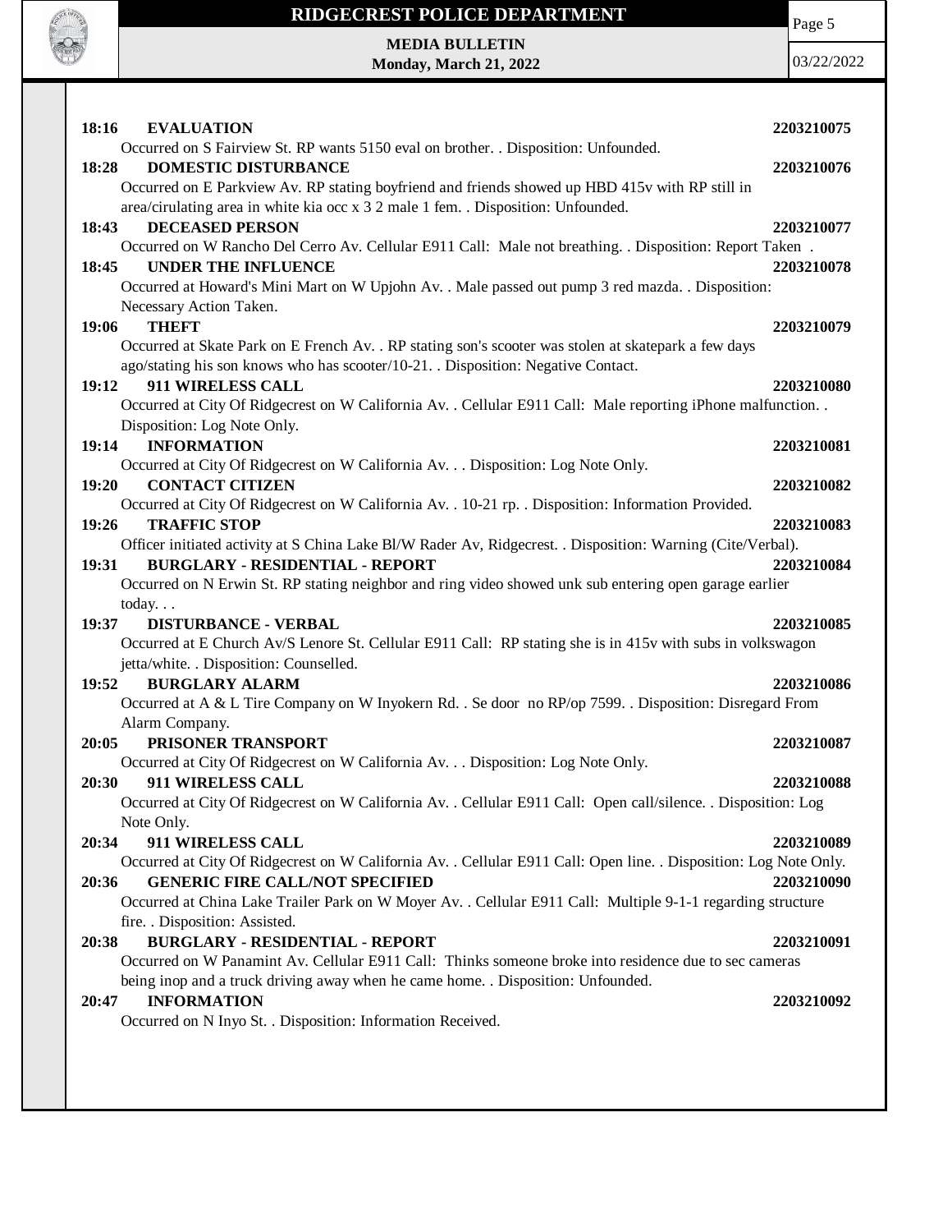**18:16 EVALUATION** 2203210075

Occurred on S Fairview St. RP wants 5150 eval on brother. . Disposition: Unfounded.

**18:28 DOMESTIC DISTURBANCE** 2203210076

Occurred on E Parkview Av. RP stating boyfriend and friends showed up HBD 415v with RP still in area/cirulating area in white kia occ x 3 2 male 1 fem. . Disposition: Unfounded.

**18:43 DECEASED PERSON** 2203210077

Occurred on W Rancho Del Cerro Av. Cellular E911 Call: Male not breathing. . Disposition: Report Taken .

**18:45 UNDER THE INFLUENCE** 2203210078

Occurred at Howard's Mini Mart on W Upjohn Av. . Male passed out pump 3 red mazda. . Disposition: Necessary Action Taken.

**19:06 THEFT** 2203210079

Occurred at Skate Park on E French Av. . RP stating son's scooter was stolen at skatepark a few days ago/stating his son knows who has scooter/10-21. . Disposition: Negative Contact.

**19:12 911 WIRELESS CALL** 2203210080

Occurred at City Of Ridgecrest on W California Av. . Cellular E911 Call: Male reporting iPhone malfunction. . Disposition: Log Note Only.

**19:14 INFORMATION** 2203210081

Occurred at City Of Ridgecrest on W California Av. . . Disposition: Log Note Only.

**19:20 CONTACT CITIZEN** 2203210082

Occurred at City Of Ridgecrest on W California Av. . 10-21 rp. . Disposition: Information Provided.

**19:26 TRAFFIC STOP** 2203210083

Officer initiated activity at S China Lake Bl/W Rader Av, Ridgecrest. . Disposition: Warning (Cite/Verbal).

**19:31 BURGLARY - RESIDENTIAL - REPORT** 2203210084

Occurred on N Erwin St. RP stating neighbor and ring video showed unk sub entering open garage earlier today. . .

**19:37 DISTURBANCE - VERBAL** 2203210085

Occurred at E Church Av/S Lenore St. Cellular E911 Call: RP stating she is in 415v with subs in volkswagon jetta/white. . Disposition: Counselled.

**19:52 BURGLARY ALARM** 2203210086

Occurred at A & L Tire Company on W Inyokern Rd. . Se door no RP/op 7599. . Disposition: Disregard From Alarm Company.

**20:05 PRISONER TRANSPORT** 2203210087

Occurred at City Of Ridgecrest on W California Av. . . Disposition: Log Note Only.

**20:30 911 WIRELESS CALL** 2203210088

Occurred at City Of Ridgecrest on W California Av. . Cellular E911 Call: Open call/silence. . Disposition: Log Note Only.

**20:34 911 WIRELESS CALL** 2203210089

Occurred at City Of Ridgecrest on W California Av. . Cellular E911 Call: Open line. . Disposition: Log Note Only.

**20:36 GENERIC FIRE CALL/NOT SPECIFIED** 2203210090

Occurred at China Lake Trailer Park on W Moyer Av. . Cellular E911 Call: Multiple 9-1-1 regarding structure fire. . Disposition: Assisted.

**20:38 BURGLARY - RESIDENTIAL - REPORT** 2203210091

Occurred on W Panamint Av. Cellular E911 Call: Thinks someone broke into residence due to sec cameras being inop and a truck driving away when he came home. . Disposition: Unfounded.

**20:47 INFORMATION** 2203210092

Occurred on N Inyo St. . Disposition: Information Received.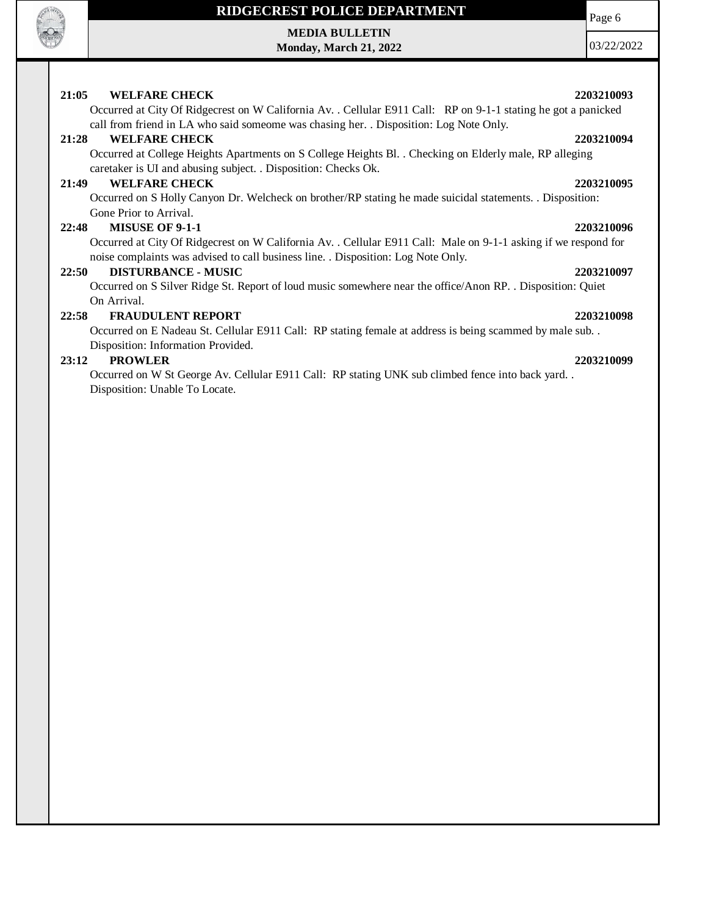**21:05 WELFARE CHECK 2203210093**

Occurred at City Of Ridgecrest on W California Av. . Cellular E911 Call: RP on 9-1-1 stating he got a panicked call from friend in LA who said someome was chasing her. . Disposition: Log Note Only.

**21:28 WELFARE CHECK 2203210094**

Occurred at College Heights Apartments on S College Heights Bl. . Checking on Elderly male, RP alleging caretaker is UI and abusing subject. . Disposition: Checks Ok.

**21:49 WELFARE CHECK 2203210095**

Occurred on S Holly Canyon Dr. Welcheck on brother/RP stating he made suicidal statements. . Disposition: Gone Prior to Arrival.

**22:48 MISUSE OF 9-1-1 2203210096**

Occurred at City Of Ridgecrest on W California Av. . Cellular E911 Call: Male on 9-1-1 asking if we respond for noise complaints was advised to call business line. . Disposition: Log Note Only.

**22:50 DISTURBANCE - MUSIC 2203210097**

Occurred on S Silver Ridge St. Report of loud music somewhere near the office/Anon RP. . Disposition: Quiet On Arrival.

**22:58 FRAUDULENT REPORT 2203210098**

Occurred on E Nadeau St. Cellular E911 Call: RP stating female at address is being scammed by male sub. . Disposition: Information Provided.

**23:12 PROWLER 2203210099**

Occurred on W St George Av. Cellular E911 Call: RP stating UNK sub climbed fence into back yard. . Disposition: Unable To Locate.